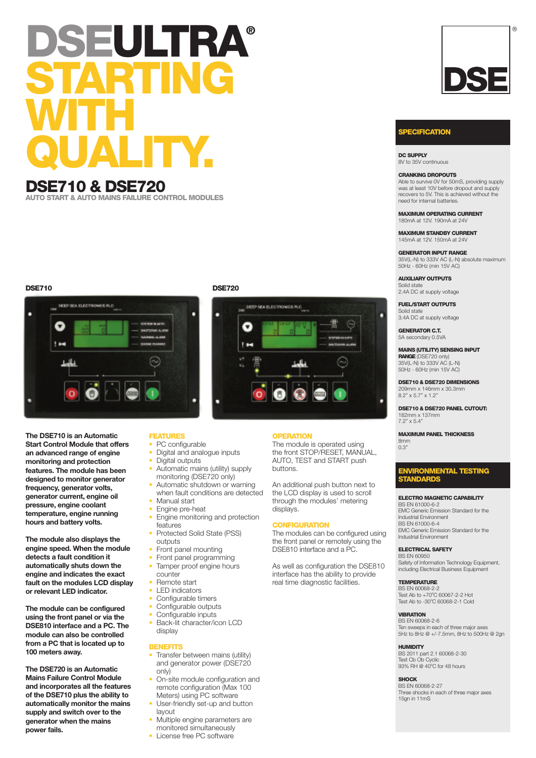# DSEULTRA® STARTING WITH QUALITY.

## DSE710 & DSE720

AUTO START & AUTO MAINS FAILURE CONTROL MODULES

DSE710

DSE720

**The DSE710 is an Automatic Start Control Module that offers an advanced range of engine monitoring and protection features. The module has been designed to monitor generator frequency, generator volts, generator current, engine oil pressure, engine coolant temperature, engine running hours and battery volts.**

**The module also displays the engine speed. When the module detects a fault condition it automatically shuts down the engine and indicates the exact fault on the modules LCD display or relevant LED indicator.**

**The module can be configured using the front panel or via the DSE810 interface and a PC. The module can also be controlled from a PC that is located up to 100 meters away.**

**The DSE720 is an Automatic Mains Failure Control Module and incorporates all the features of the DSE710 plus the ability to automatically monitor the mains supply and switch over to the generator when the mains power fails.**

### FEATURES

- PC configurable
- Digital and analogue inputs
- Digital outputs
- Automatic mains (utility) supply monitoring (DSE720 only)
- Automatic shutdown or warning when fault conditions are detected
- Manual start
- Engine pre-heat
- Engine monitoring and protection features
- Protected Solid State (PSS) outputs
- Front panel mounting
- Front panel programming
- Tamper proof engine hours counter
- Remote start
- LED indicators
- Configurable timers
- Configurable outputs
- Configurable inputs
- Back-lit character/icon LCD display

### BENEFITS

- Transfer between mains (utility) and generator power (DSE720 only)
- On-site module configuration and remote configuration (Max 100 Meters) using PC software
- User-friendly set-up and button layout
- Multiple engine parameters are monitored simultaneously
- License free PC software

### OPERATION

The module is operated using the front STOP/RESET, MANUAL, AUTO, TEST and START push buttons.

An additional push button next to the LCD display is used to scroll through the modules' metering displays.

### CONFIGURATION

The modules can be configured using the front panel or remotely using the DSE810 interface and a PC.

As well as configuration the DSE810 interface has the ability to provide real time diagnostic facilities.

### SPECIFICATION

**DC SUPPLY**
8V to 35V continuous

**CRANKING DROPOUTS**
Able to survive 0V for 50mS, providing supply was at least 10V before dropout and supply recovers to 5V. This is achieved without the need for internal batteries.

**MAXIMUM OPERATING CURRENT**
180mA at 12V. 190mA at 24V

**MAXIMUM STANDBY CURRENT**
145mA at 12V. 150mA at 24V

**GENERATOR INPUT RANGE**
35V(L-N) to 333V AC (L-N) absolute maximum
50Hz - 60Hz (min 15V AC)

**AUXILIARY OUTPUTS**
Solid state
2.4A DC at supply voltage

**FUEL/START OUTPUTS**
Solid state
3.4A DC at supply voltage

**GENERATOR C.T.**
5A secondary 0.5VA

**MAINS (UTILITY) SENSING INPUT RANGE** (DSE720 only)
35V(L-N) to 333V AC (L-N)
50Hz - 60Hz (min 15V AC)

**DSE710 & DSE720 DIMENSIONS**
209mm x 146mm x 30.3mm
8.2" x 5.7" x 1.2"

**DSE710 & DSE720 PANEL CUTOUT:**
182mm x 137mm
7.2" x 5.4"

**MAXIMUM PANEL THICKNESS**
8mm
0.3"

### ENVIRONMENTAL TESTING STANDARDS

**ELECTRO MAGNETIC CAPABILITY**
BS EN 61000-6-2
EMC Generic Emission Standard for the Industrial Environment
BS EN 61000-6-4
EMC Generic Emission Standard for the Industrial Environment

**ELECTRICAL SAFETY**
BS EN 60950
Safety of Information Technology Equipment, including Electrical Business Equipment

**TEMPERATURE**
BS EN 60068-2-2
Test Ab to +70°C 60067-2-2 Hot
Test Ab to -30°C 60068-2-1 Cold

**VIBRATION**
BS EN 60068-2-6
Ten sweeps in each of three major axes
5Hz to 8Hz @ +/-7.5mm, 8Hz to 500Hz @ 2gn

**HUMIDITY**
BS 2011 part 2.1 60068-2-30
Test Cb Ob Cyclic
93% RH @ 40°C for 48 hours

**SHOCK**
BS EN 60068-2-27
Three shocks in each of three major axes
15gn in 11mS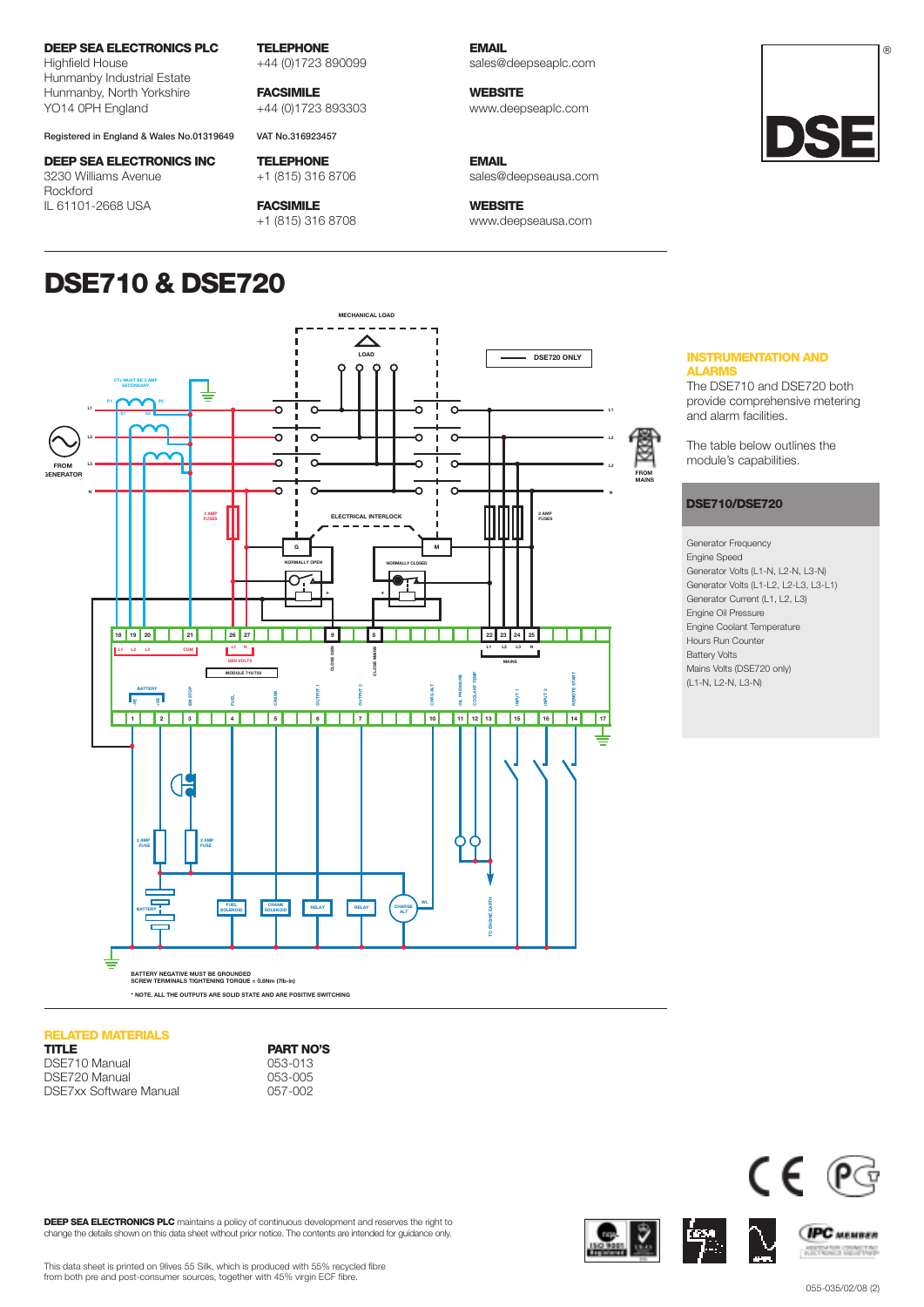**DEEP SEA ELECTRONICS PLC**
Highfield House
Hunmanby Industrial Estate
Hunmanby, North Yorkshire
YO14 0PH England

**TELEPHONE**
+44 (0)1723 890099

**FACSIMILE**
+44 (0)1723 893303

**EMAIL**
sales@deepseaplc.com

**WEBSITE**
www.deepseaplc.com

Registered in England & Wales No.01319649

VAT No.316923457

**DEEP SEA ELECTRONICS INC**
3230 Williams Avenue
Rockford
IL 61101-2668 USA

**TELEPHONE**
+1 (815) 316 8706

**FACSIMILE**
+1 (815) 316 8708

**EMAIL**
sales@deepseausa.com

**WEBSITE**
www.deepseausa.com

# DSE710 & DSE720

MECHANICAL LOAD
LOAD
DSE720 ONLY
CTs MUST BE 5 AMP SECONDARY
P1 P2 S1 S2
L1 L2 L3 N
FROM GENERATOR
FROM MAINS
2 AMP FUSES
ELECTRICAL INTERLOCK
G
M
NORMALLY OPEN
NORMALLY CLOSED
18 19 20 21 26 27 9 8 22 23 24 25
L1 L2 L3 COM
L1 N
GEN VOLTS
MODULE 710/720
CLOSE GEN
CLOSE MAINS
MAINS
BATTERY
-VE +VE
EM STOP
FUEL
CRANK
OUTPUT 1
OUTPUT 2
CHRG ALT
OIL PRESSURE
COOLANT TEMP
INPUT 1
INPUT 2
REMOTE START
1 2 3 4 5 6 7 10 11 12 13 15 16 14 17
2 AMP FUSE
2 AMP FUSE
BATTERY
FUEL SOLENOID
CRANK SOLENOID
RELAY
RELAY
CHARGE ALT
WL
TO ENGINE EARTH

BATTERY NEGATIVE MUST BE GROUNDED
SCREW TERMINALS TIGHTENING TORQUE = 0.8Nm (7lb-in)

* NOTE. ALL THE OUTPUTS ARE SOLID STATE AND ARE POSITIVE SWITCHING

## INSTRUMENTATION AND ALARMS

The DSE710 and DSE720 both provide comprehensive metering and alarm facilities.

The table below outlines the module's capabilities.

### DSE710/DSE720

Generator Frequency
Engine Speed
Generator Volts (L1-N, L2-N, L3-N)
Generator Volts (L1-L2, L2-L3, L3-L1)
Generator Current (L1, L2, L3)
Engine Oil Pressure
Engine Coolant Temperature
Hours Run Counter
Battery Volts
Mains Volts (DSE720 only)
(L1-N, L2-N, L3-N)

## RELATED MATERIALS

| TITLE | PART NO'S |
| --- | --- |
| DSE710 Manual | 053-013 |
| DSE720 Manual | 053-005 |
| DSE7xx Software Manual | 057-002 |

**DEEP SEA ELECTRONICS PLC** maintains a policy of continuous development and reserves the right to change the details shown on this data sheet without prior notice. The contents are intended for guidance only.

This data sheet is printed on 9lives 55 Silk, which is produced with 55% recycled fibre from both pre and post-consumer sources, together with 45% virgin ECF fibre.

055-035/02/08 (2)